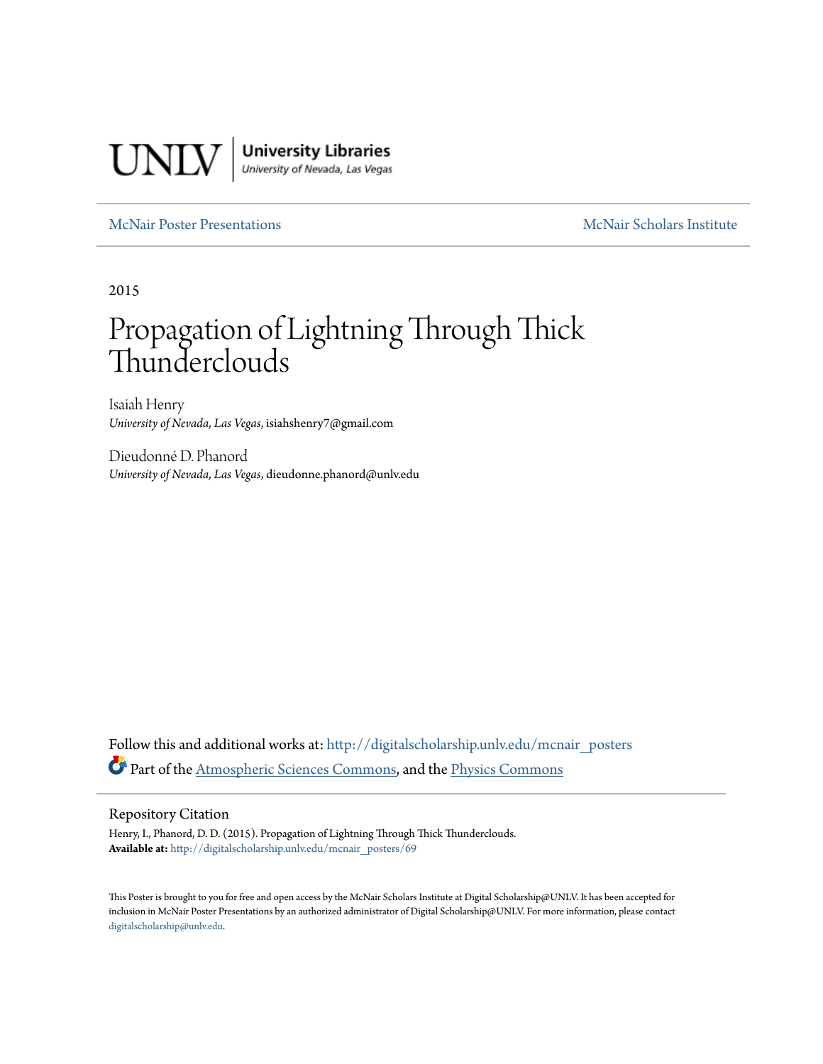UNLV | **University Libraries**
*University of Nevada, Las Vegas*

McNair Poster Presentations | McNair Scholars Institute

2015

# Propagation of Lightning Through Thick Thunderclouds

Isaiah Henry
*University of Nevada, Las Vegas*, isiahshenry7@gmail.com

Dieudonné D. Phanord
*University of Nevada, Las Vegas*, dieudonne.phanord@unlv.edu

Follow this and additional works at: http://digitalscholarship.unlv.edu/mcnair_posters

Part of the Atmospheric Sciences Commons, and the Physics Commons

## Repository Citation

Henry, I., Phanord, D. D. (2015). Propagation of Lightning Through Thick Thunderclouds.
**Available at:** http://digitalscholarship.unlv.edu/mcnair_posters/69

This Poster is brought to you for free and open access by the McNair Scholars Institute at Digital Scholarship@UNLV. It has been accepted for inclusion in McNair Poster Presentations by an authorized administrator of Digital Scholarship@UNLV. For more information, please contact digitalscholarship@unlv.edu.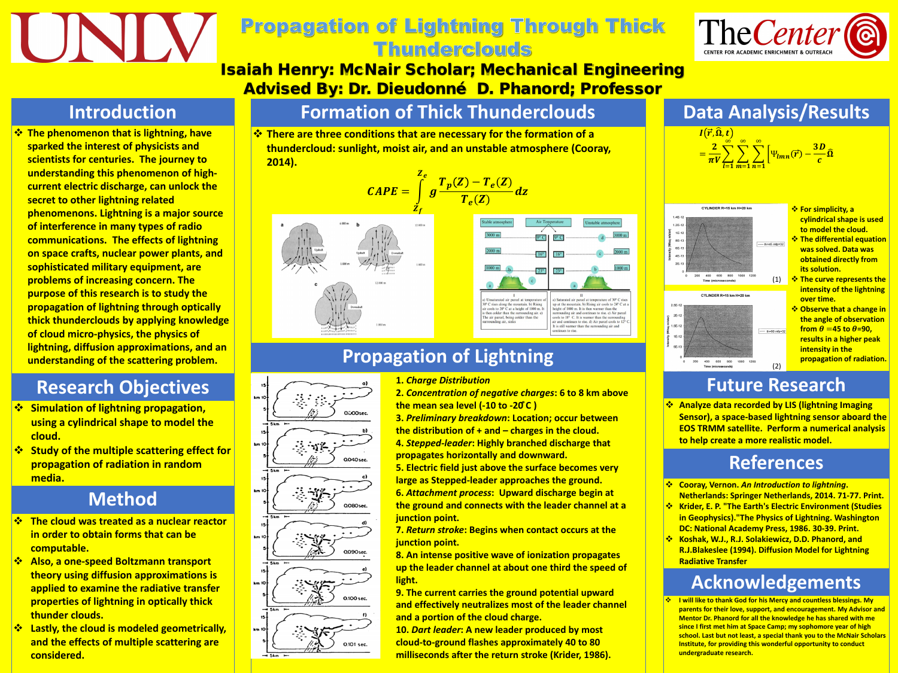# Propagation of Lightning Through Thick Thunderclouds

## Isaiah Henry: McNair Scholar; Mechanical Engineering

## Advised By: Dr. Dieudonné D. Phanord; Professor

## Introduction

- The phenomenon that is lightning, have sparked the interest of physicists and scientists for centuries. The journey to understanding this phenomenon of high-current electric discharge, can unlock the secret to other lightning related phenomenons. Lightning is a major source of interference in many types of radio communications. The effects of lightning on space crafts, nuclear power plants, and sophisticated military equipment, are problems of increasing concern. The purpose of this research is to study the propagation of lightning through optically thick thunderclouds by applying knowledge of cloud micro-physics, the physics of lightning, diffusion approximations, and an understanding of the scattering problem.

## Research Objectives

- Simulation of lightning propagation, using a cylindrical shape to model the cloud.
- Study of the multiple scattering effect for propagation of radiation in random media.

## Method

- The cloud was treated as a nuclear reactor in order to obtain forms that can be computable.
- Also, a one-speed Boltzmann transport theory using diffusion approximations is applied to examine the radiative transfer properties of lightning in optically thick thunder clouds.
- Lastly, the cloud is modeled geometrically, and the effects of multiple scattering are considered.

## Formation of Thick Thunderclouds

- There are three conditions that are necessary for the formation of a thundercloud: sunlight, moist air, and an unstable atmosphere (Cooray, 2014).

$$CAPE = \int_{Z_f}^{Z_e} g\frac{T_p(Z) - T_e(Z)}{T_e(Z)}dz$$

## Propagation of Lightning

1. *Charge Distribution*
2. *Concentration of negative charges*: 6 to 8 km above the mean sea level (-10 to -20̊C )
3. *Preliminary breakdown*: Location; occur between the distribution of + and – charges in the cloud.
4. *Stepped-leader*: Highly branched discharge that propagates horizontally and downward.
5. Electric field just above the surface becomes very large as Stepped-leader approaches the ground.
6. *Attachment process*: Upward discharge begin at the ground and connects with the leader channel at a junction point.
7. *Return stroke*: Begins when contact occurs at the junction point.
8. An intense positive wave of ionization propagates up the leader channel at about one third the speed of light.
9. The current carries the ground potential upward and effectively neutralizes most of the leader channel and a portion of the cloud charge.
10. *Dart leader*: A new leader produced by most cloud-to-ground flashes approximately 40 to 80 milliseconds after the return stroke (Krider, 1986).

## Data Analysis/Results

$$I(\vec{r}, \hat{\Omega}, t) = \frac{2}{\pi V}\sum_{l=1}^{\infty}\sum_{m=1}^{\infty}\sum_{n=1}^{\infty}\left[\Psi_{lmn}(\vec{r}) - \frac{3D}{c}\hat{\Omega}\right.$$

CYLINDER R=15 km H=20 km (1)

CYLINDER R=15 km H=20 km (2)

- For simplicity, a cylindrical shape is used to model the cloud.
- The differential equation was solved. Data was obtained directly from its solution.
- The curve represents the intensity of the lightning over time.
- Observe that a change in the angle of observation from $\theta = 45$ to $\theta = 90$, results in a higher peak intensity in the propagation of radiation.

## Future Research

- Analyze data recorded by LIS (lightning Imaging Sensor), a space-based lightning sensor aboard the EOS TRMM satellite. Perform a numerical analysis to help create a more realistic model.

## References

- Cooray, Vernon. *An Introduction to lightning*. Netherlands: Springer Netherlands, 2014. 71-77. Print.
- Krider, E. P. "The Earth's Electric Environment (Studies in Geophysics)."The Physics of Lightning. Washington DC: National Academy Press, 1986. 30-39. Print.
- Koshak, W.J., R.J. Solakiewicz, D.D. Phanord, and R.J.Blakeslee (1994). Diffusion Model for Lightning Radiative Transfer

## Acknowledgements

- I will like to thank God for his Mercy and countless blessings. My parents for their love, support, and encouragement. My Advisor and Mentor Dr. Phanord for all the knowledge he has shared with me since I first met him at Space Camp; my sophomore year of high school. Last but not least, a special thank you to the McNair Scholars Institute, for providing this wonderful opportunity to conduct undergraduate research.